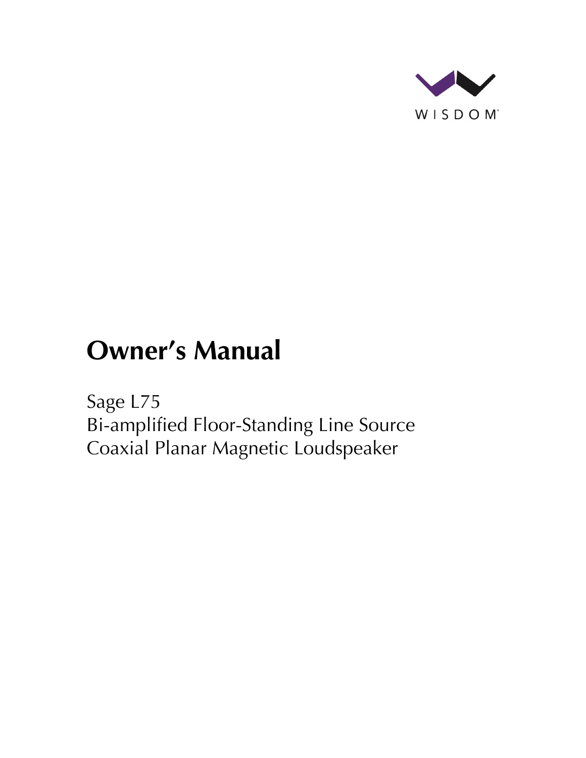WISDOM

# Owner's Manual

Sage L75
Bi-amplified Floor-Standing Line Source
Coaxial Planar Magnetic Loudspeaker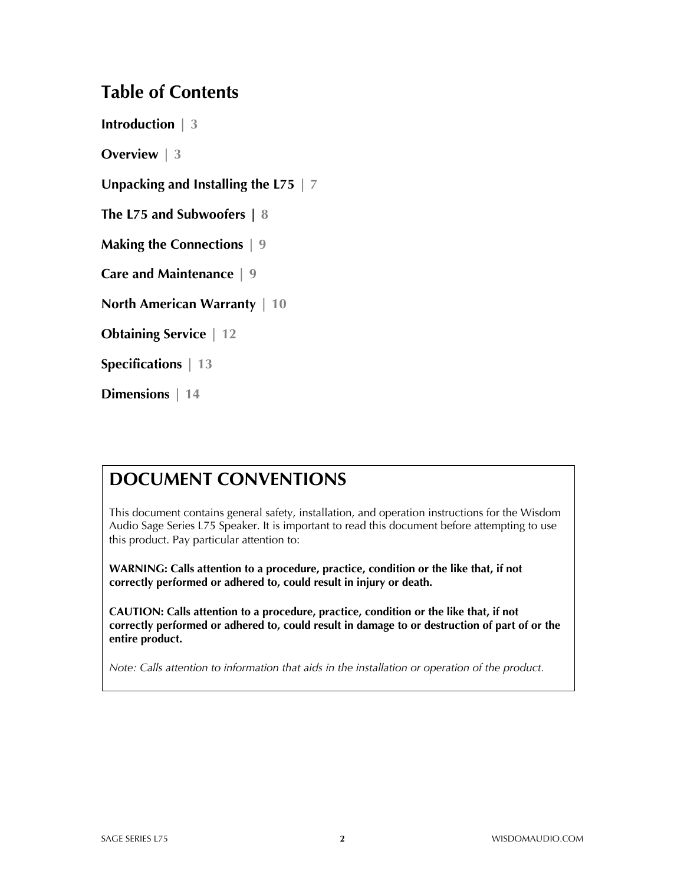# Table of Contents

**Introduction** | 3

**Overview** | 3

**Unpacking and Installing the L75** | 7

**The L75 and Subwoofers** | 8

**Making the Connections** | 9

**Care and Maintenance** | 9

**North American Warranty** | 10

**Obtaining Service** | 12

**Specifications** | 13

**Dimensions** | 14

## DOCUMENT CONVENTIONS

This document contains general safety, installation, and operation instructions for the Wisdom Audio Sage Series L75 Speaker. It is important to read this document before attempting to use this product. Pay particular attention to:

**WARNING: Calls attention to a procedure, practice, condition or the like that, if not correctly performed or adhered to, could result in injury or death.**

**CAUTION: Calls attention to a procedure, practice, condition or the like that, if not correctly performed or adhered to, could result in damage to or destruction of part of or the entire product.**

*Note: Calls attention to information that aids in the installation or operation of the product.*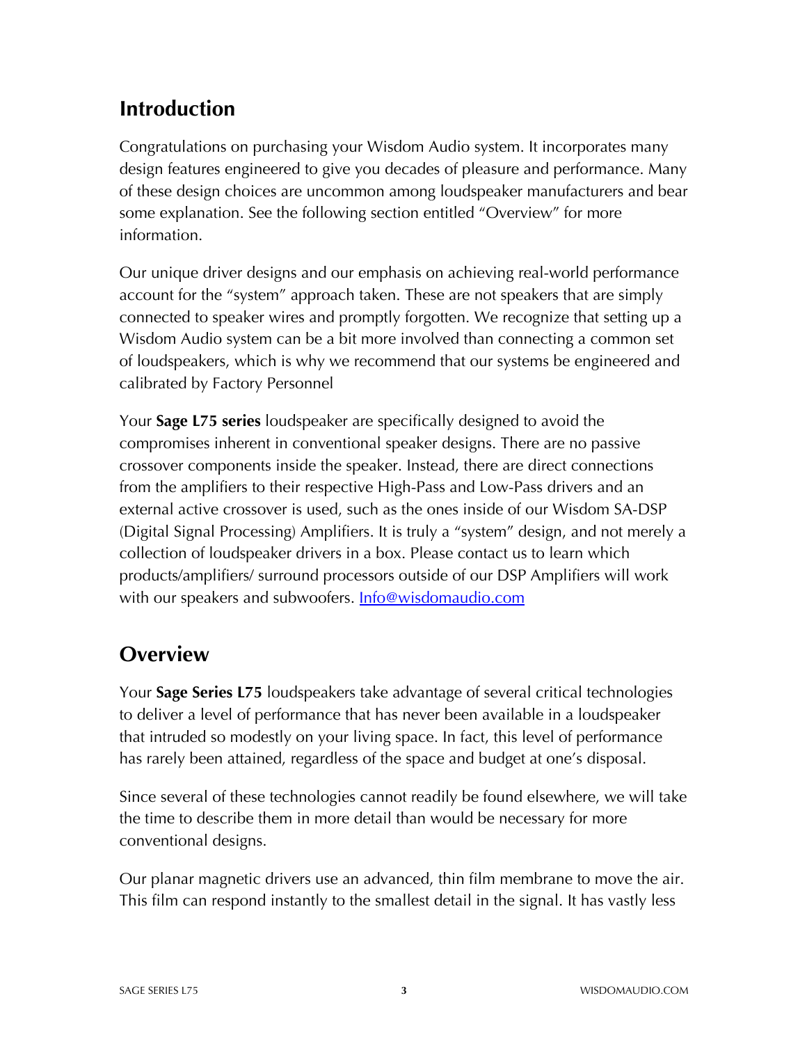## Introduction

Congratulations on purchasing your Wisdom Audio system. It incorporates many design features engineered to give you decades of pleasure and performance. Many of these design choices are uncommon among loudspeaker manufacturers and bear some explanation. See the following section entitled "Overview" for more information.

Our unique driver designs and our emphasis on achieving real-world performance account for the "system" approach taken. These are not speakers that are simply connected to speaker wires and promptly forgotten. We recognize that setting up a Wisdom Audio system can be a bit more involved than connecting a common set of loudspeakers, which is why we recommend that our systems be engineered and calibrated by Factory Personnel

Your **Sage L75 series** loudspeaker are specifically designed to avoid the compromises inherent in conventional speaker designs. There are no passive crossover components inside the speaker. Instead, there are direct connections from the amplifiers to their respective High-Pass and Low-Pass drivers and an external active crossover is used, such as the ones inside of our Wisdom SA-DSP (Digital Signal Processing) Amplifiers. It is truly a "system" design, and not merely a collection of loudspeaker drivers in a box. Please contact us to learn which products/amplifiers/ surround processors outside of our DSP Amplifiers will work with our speakers and subwoofers. Info@wisdomaudio.com

## Overview

Your **Sage Series L75** loudspeakers take advantage of several critical technologies to deliver a level of performance that has never been available in a loudspeaker that intruded so modestly on your living space. In fact, this level of performance has rarely been attained, regardless of the space and budget at one's disposal.

Since several of these technologies cannot readily be found elsewhere, we will take the time to describe them in more detail than would be necessary for more conventional designs.

Our planar magnetic drivers use an advanced, thin film membrane to move the air. This film can respond instantly to the smallest detail in the signal. It has vastly less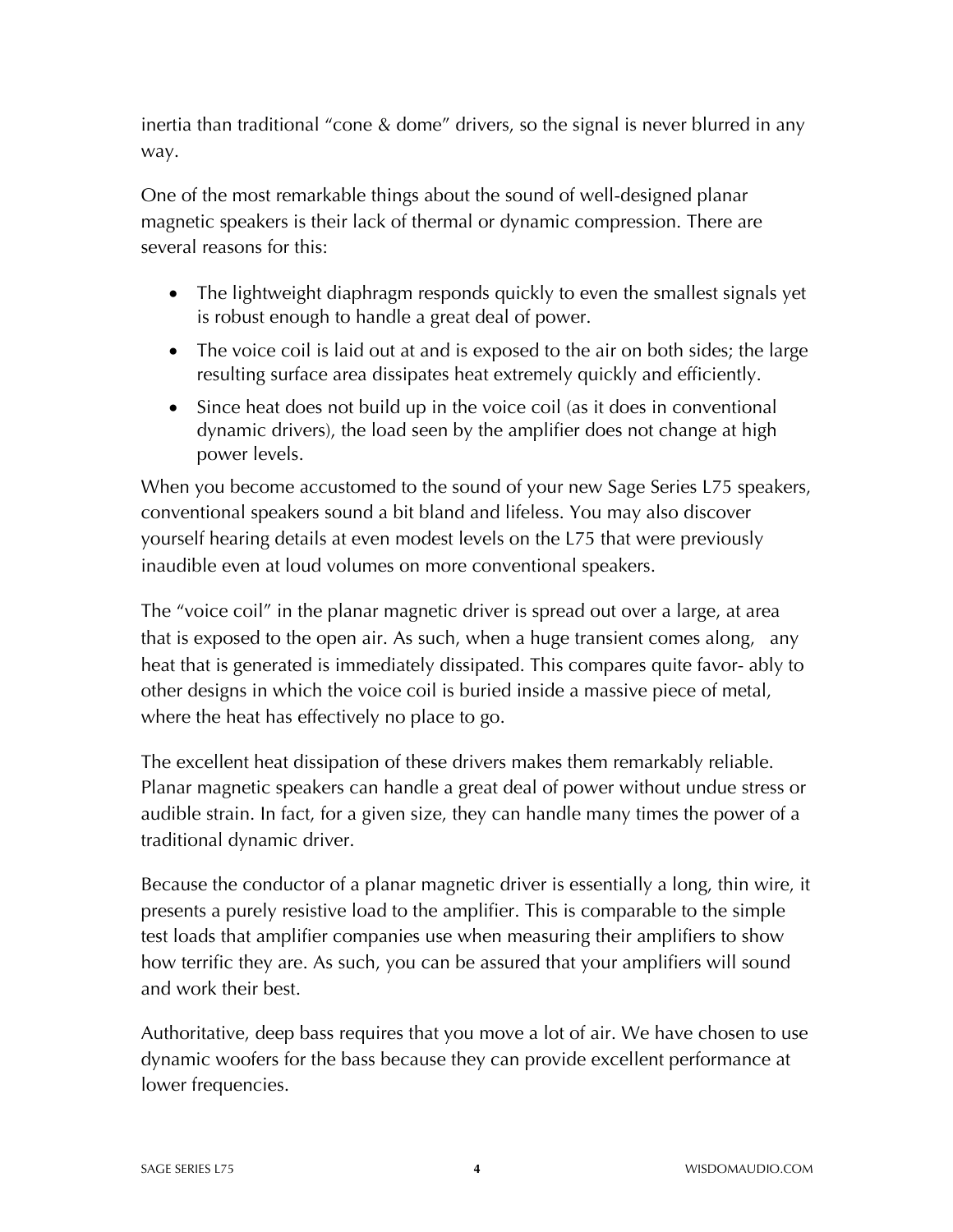inertia than traditional "cone & dome" drivers, so the signal is never blurred in any way.

One of the most remarkable things about the sound of well-designed planar magnetic speakers is their lack of thermal or dynamic compression. There are several reasons for this:

- The lightweight diaphragm responds quickly to even the smallest signals yet is robust enough to handle a great deal of power.
- The voice coil is laid out at and is exposed to the air on both sides; the large resulting surface area dissipates heat extremely quickly and efficiently.
- Since heat does not build up in the voice coil (as it does in conventional dynamic drivers), the load seen by the amplifier does not change at high power levels.

When you become accustomed to the sound of your new Sage Series L75 speakers, conventional speakers sound a bit bland and lifeless. You may also discover yourself hearing details at even modest levels on the L75 that were previously inaudible even at loud volumes on more conventional speakers.

The "voice coil" in the planar magnetic driver is spread out over a large, at area that is exposed to the open air. As such, when a huge transient comes along, any heat that is generated is immediately dissipated. This compares quite favor- ably to other designs in which the voice coil is buried inside a massive piece of metal, where the heat has effectively no place to go.

The excellent heat dissipation of these drivers makes them remarkably reliable. Planar magnetic speakers can handle a great deal of power without undue stress or audible strain. In fact, for a given size, they can handle many times the power of a traditional dynamic driver.

Because the conductor of a planar magnetic driver is essentially a long, thin wire, it presents a purely resistive load to the amplifier. This is comparable to the simple test loads that amplifier companies use when measuring their amplifiers to show how terrific they are. As such, you can be assured that your amplifiers will sound and work their best.

Authoritative, deep bass requires that you move a lot of air. We have chosen to use dynamic woofers for the bass because they can provide excellent performance at lower frequencies.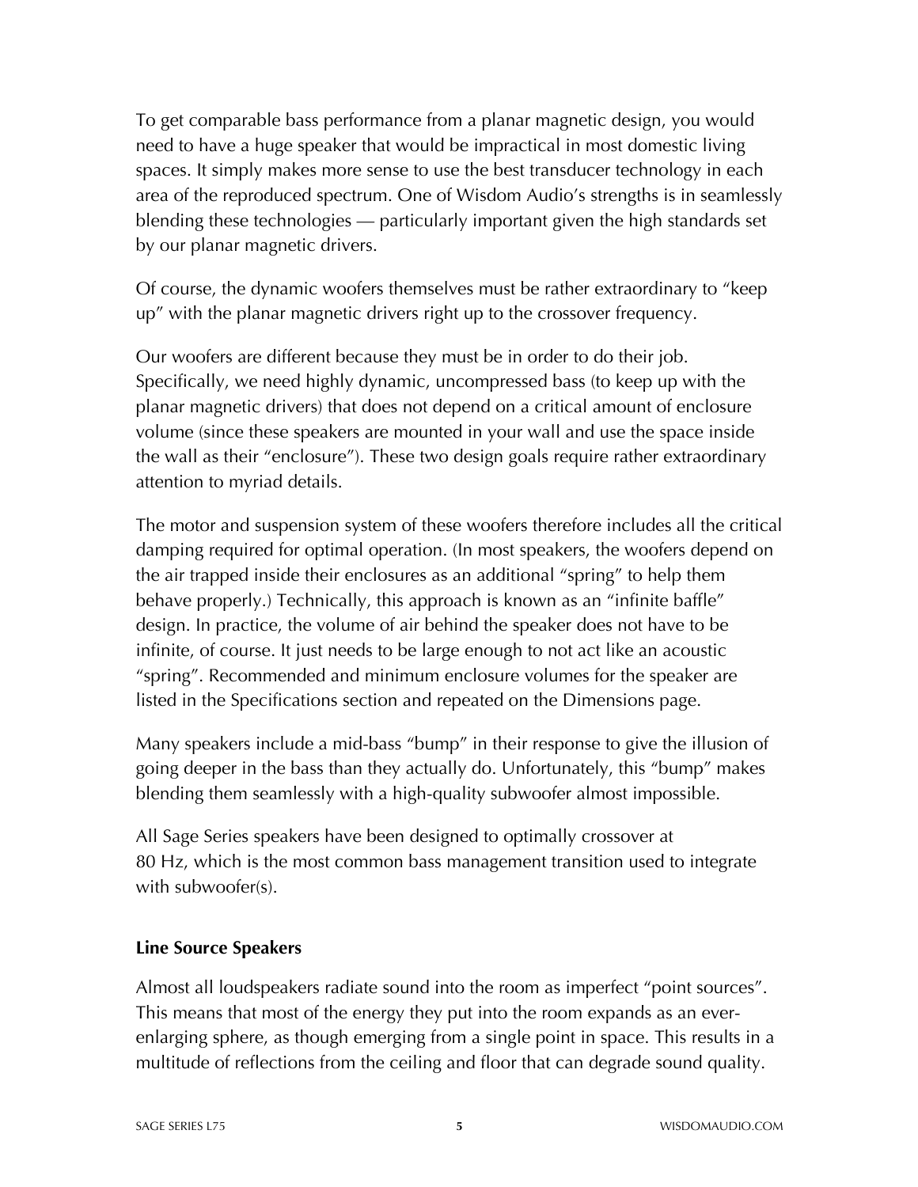To get comparable bass performance from a planar magnetic design, you would need to have a huge speaker that would be impractical in most domestic living spaces. It simply makes more sense to use the best transducer technology in each area of the reproduced spectrum. One of Wisdom Audio's strengths is in seamlessly blending these technologies — particularly important given the high standards set by our planar magnetic drivers.

Of course, the dynamic woofers themselves must be rather extraordinary to "keep up" with the planar magnetic drivers right up to the crossover frequency.

Our woofers are different because they must be in order to do their job. Specifically, we need highly dynamic, uncompressed bass (to keep up with the planar magnetic drivers) that does not depend on a critical amount of enclosure volume (since these speakers are mounted in your wall and use the space inside the wall as their "enclosure"). These two design goals require rather extraordinary attention to myriad details.

The motor and suspension system of these woofers therefore includes all the critical damping required for optimal operation. (In most speakers, the woofers depend on the air trapped inside their enclosures as an additional "spring" to help them behave properly.) Technically, this approach is known as an "infinite baffle" design. In practice, the volume of air behind the speaker does not have to be infinite, of course. It just needs to be large enough to not act like an acoustic "spring". Recommended and minimum enclosure volumes for the speaker are listed in the Specifications section and repeated on the Dimensions page.

Many speakers include a mid-bass "bump" in their response to give the illusion of going deeper in the bass than they actually do. Unfortunately, this "bump" makes blending them seamlessly with a high-quality subwoofer almost impossible.

All Sage Series speakers have been designed to optimally crossover at 80 Hz, which is the most common bass management transition used to integrate with subwoofer(s).

**Line Source Speakers**

Almost all loudspeakers radiate sound into the room as imperfect "point sources". This means that most of the energy they put into the room expands as an ever-enlarging sphere, as though emerging from a single point in space. This results in a multitude of reflections from the ceiling and floor that can degrade sound quality.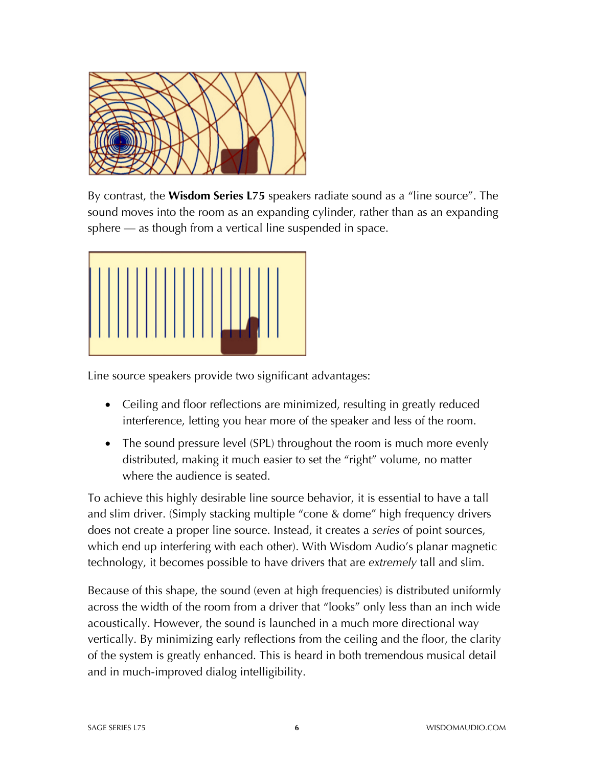By contrast, the **Wisdom Series L75** speakers radiate sound as a "line source". The sound moves into the room as an expanding cylinder, rather than as an expanding sphere — as though from a vertical line suspended in space.

Line source speakers provide two significant advantages:

- Ceiling and floor reflections are minimized, resulting in greatly reduced interference, letting you hear more of the speaker and less of the room.
- The sound pressure level (SPL) throughout the room is much more evenly distributed, making it much easier to set the "right" volume, no matter where the audience is seated.

To achieve this highly desirable line source behavior, it is essential to have a tall and slim driver. (Simply stacking multiple "cone & dome" high frequency drivers does not create a proper line source. Instead, it creates a *series* of point sources, which end up interfering with each other). With Wisdom Audio's planar magnetic technology, it becomes possible to have drivers that are *extremely* tall and slim.

Because of this shape, the sound (even at high frequencies) is distributed uniformly across the width of the room from a driver that "looks" only less than an inch wide acoustically. However, the sound is launched in a much more directional way vertically. By minimizing early reflections from the ceiling and the floor, the clarity of the system is greatly enhanced. This is heard in both tremendous musical detail and in much-improved dialog intelligibility.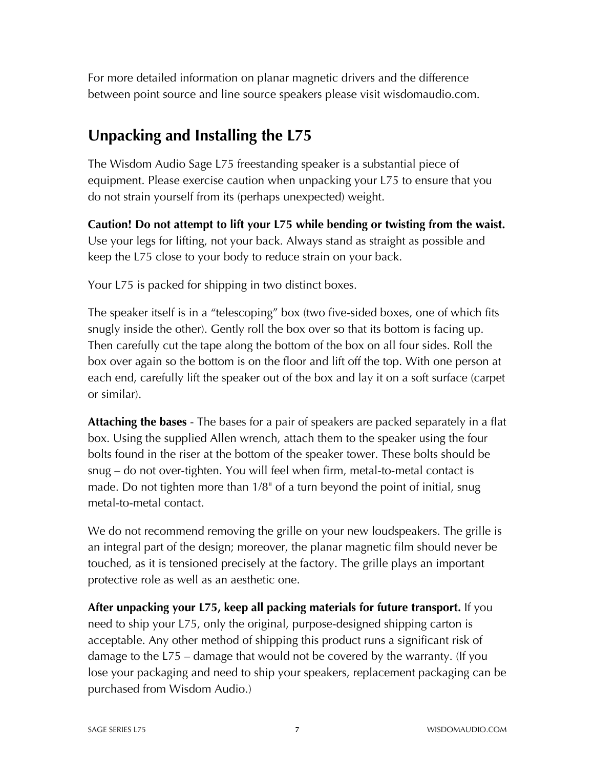For more detailed information on planar magnetic drivers and the difference between point source and line source speakers please visit wisdomaudio.com.

## Unpacking and Installing the L75

The Wisdom Audio Sage L75 freestanding speaker is a substantial piece of equipment. Please exercise caution when unpacking your L75 to ensure that you do not strain yourself from its (perhaps unexpected) weight.

**Caution! Do not attempt to lift your L75 while bending or twisting from the waist.** Use your legs for lifting, not your back. Always stand as straight as possible and keep the L75 close to your body to reduce strain on your back.

Your L75 is packed for shipping in two distinct boxes.

The speaker itself is in a "telescoping" box (two five-sided boxes, one of which fits snugly inside the other). Gently roll the box over so that its bottom is facing up. Then carefully cut the tape along the bottom of the box on all four sides. Roll the box over again so the bottom is on the floor and lift off the top. With one person at each end, carefully lift the speaker out of the box and lay it on a soft surface (carpet or similar).

**Attaching the bases** - The bases for a pair of speakers are packed separately in a flat box. Using the supplied Allen wrench, attach them to the speaker using the four bolts found in the riser at the bottom of the speaker tower. These bolts should be snug – do not over-tighten. You will feel when firm, metal-to-metal contact is made. Do not tighten more than 1/8" of a turn beyond the point of initial, snug metal-to-metal contact.

We do not recommend removing the grille on your new loudspeakers. The grille is an integral part of the design; moreover, the planar magnetic film should never be touched, as it is tensioned precisely at the factory. The grille plays an important protective role as well as an aesthetic one.

**After unpacking your L75, keep all packing materials for future transport.** If you need to ship your L75, only the original, purpose-designed shipping carton is acceptable. Any other method of shipping this product runs a significant risk of damage to the L75 – damage that would not be covered by the warranty. (If you lose your packaging and need to ship your speakers, replacement packaging can be purchased from Wisdom Audio.)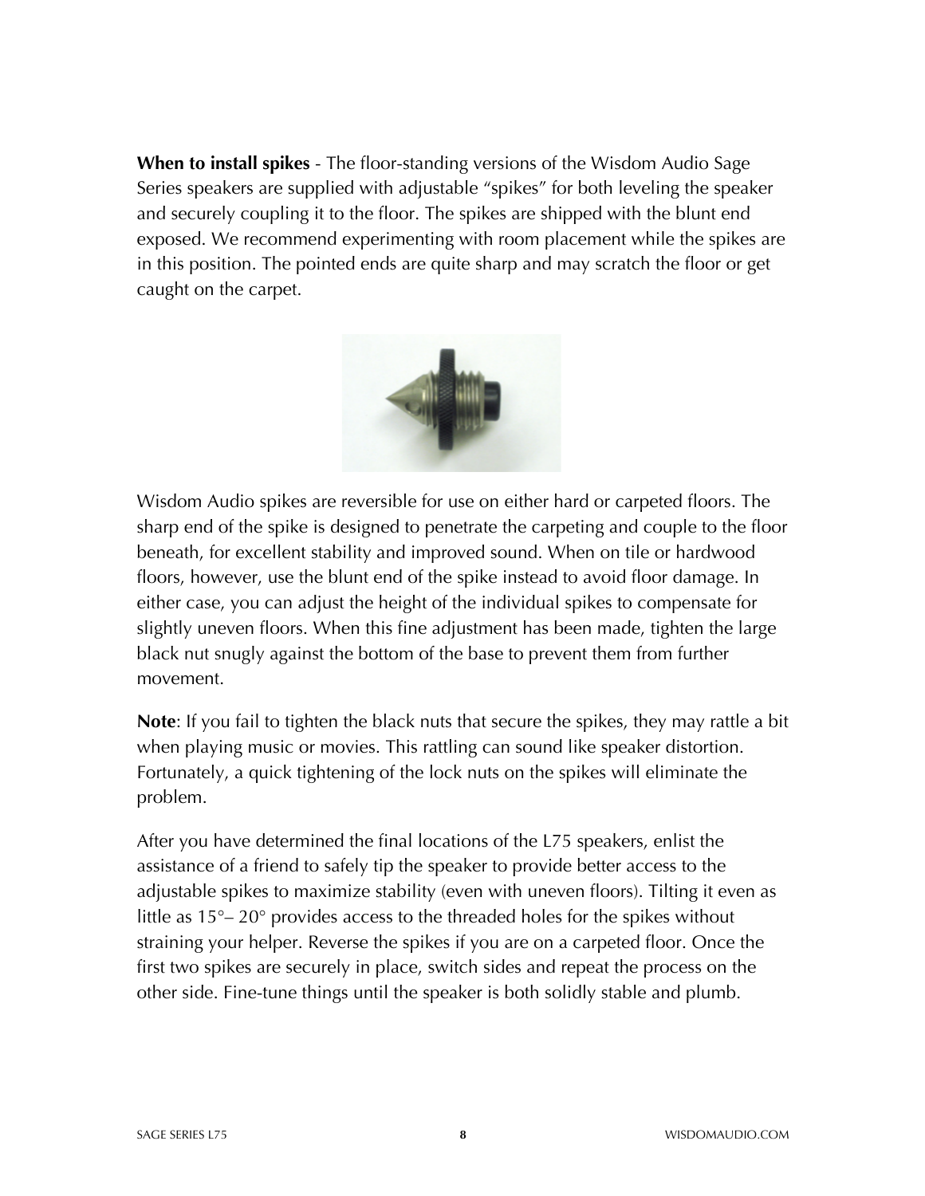**When to install spikes** - The floor-standing versions of the Wisdom Audio Sage Series speakers are supplied with adjustable “spikes” for both leveling the speaker and securely coupling it to the floor. The spikes are shipped with the blunt end exposed. We recommend experimenting with room placement while the spikes are in this position. The pointed ends are quite sharp and may scratch the floor or get caught on the carpet.

Wisdom Audio spikes are reversible for use on either hard or carpeted floors. The sharp end of the spike is designed to penetrate the carpeting and couple to the floor beneath, for excellent stability and improved sound. When on tile or hardwood floors, however, use the blunt end of the spike instead to avoid floor damage. In either case, you can adjust the height of the individual spikes to compensate for slightly uneven floors. When this fine adjustment has been made, tighten the large black nut snugly against the bottom of the base to prevent them from further movement.

**Note**: If you fail to tighten the black nuts that secure the spikes, they may rattle a bit when playing music or movies. This rattling can sound like speaker distortion. Fortunately, a quick tightening of the lock nuts on the spikes will eliminate the problem.

After you have determined the final locations of the L75 speakers, enlist the assistance of a friend to safely tip the speaker to provide better access to the adjustable spikes to maximize stability (even with uneven floors). Tilting it even as little as 15°– 20° provides access to the threaded holes for the spikes without straining your helper. Reverse the spikes if you are on a carpeted floor. Once the first two spikes are securely in place, switch sides and repeat the process on the other side. Fine-tune things until the speaker is both solidly stable and plumb.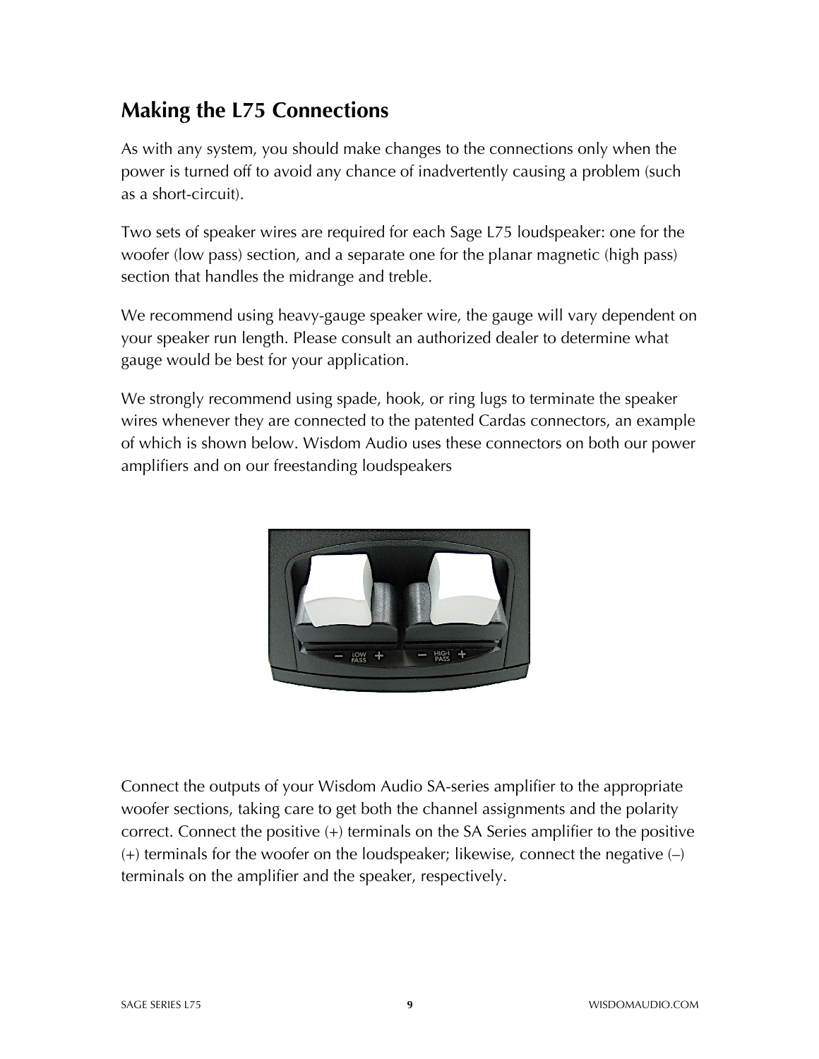## Making the L75 Connections

As with any system, you should make changes to the connections only when the power is turned off to avoid any chance of inadvertently causing a problem (such as a short-circuit).

Two sets of speaker wires are required for each Sage L75 loudspeaker: one for the woofer (low pass) section, and a separate one for the planar magnetic (high pass) section that handles the midrange and treble.

We recommend using heavy-gauge speaker wire, the gauge will vary dependent on your speaker run length. Please consult an authorized dealer to determine what gauge would be best for your application.

We strongly recommend using spade, hook, or ring lugs to terminate the speaker wires whenever they are connected to the patented Cardas connectors, an example of which is shown below. Wisdom Audio uses these connectors on both our power amplifiers and on our freestanding loudspeakers

Connect the outputs of your Wisdom Audio SA-series amplifier to the appropriate woofer sections, taking care to get both the channel assignments and the polarity correct. Connect the positive (+) terminals on the SA Series amplifier to the positive (+) terminals for the woofer on the loudspeaker; likewise, connect the negative (–) terminals on the amplifier and the speaker, respectively.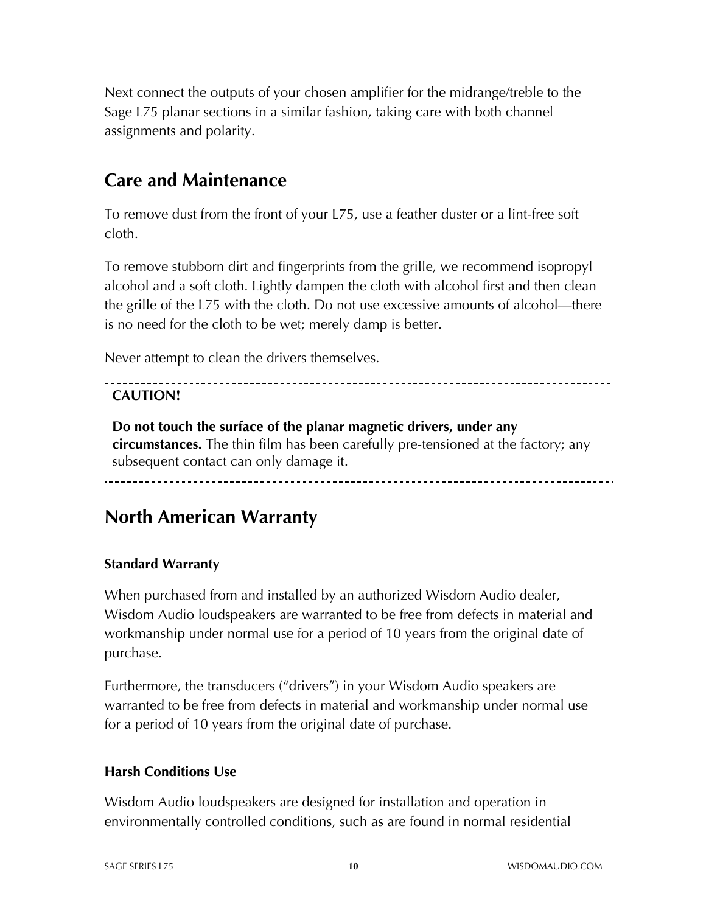Next connect the outputs of your chosen amplifier for the midrange/treble to the Sage L75 planar sections in a similar fashion, taking care with both channel assignments and polarity.

## Care and Maintenance

To remove dust from the front of your L75, use a feather duster or a lint-free soft cloth.

To remove stubborn dirt and fingerprints from the grille, we recommend isopropyl alcohol and a soft cloth. Lightly dampen the cloth with alcohol first and then clean the grille of the L75 with the cloth. Do not use excessive amounts of alcohol—there is no need for the cloth to be wet; merely damp is better.

Never attempt to clean the drivers themselves.

**CAUTION!**

**Do not touch the surface of the planar magnetic drivers, under any circumstances.** The thin film has been carefully pre-tensioned at the factory; any subsequent contact can only damage it.

## North American Warranty

### Standard Warranty

When purchased from and installed by an authorized Wisdom Audio dealer, Wisdom Audio loudspeakers are warranted to be free from defects in material and workmanship under normal use for a period of 10 years from the original date of purchase.

Furthermore, the transducers ("drivers") in your Wisdom Audio speakers are warranted to be free from defects in material and workmanship under normal use for a period of 10 years from the original date of purchase.

### Harsh Conditions Use

Wisdom Audio loudspeakers are designed for installation and operation in environmentally controlled conditions, such as are found in normal residential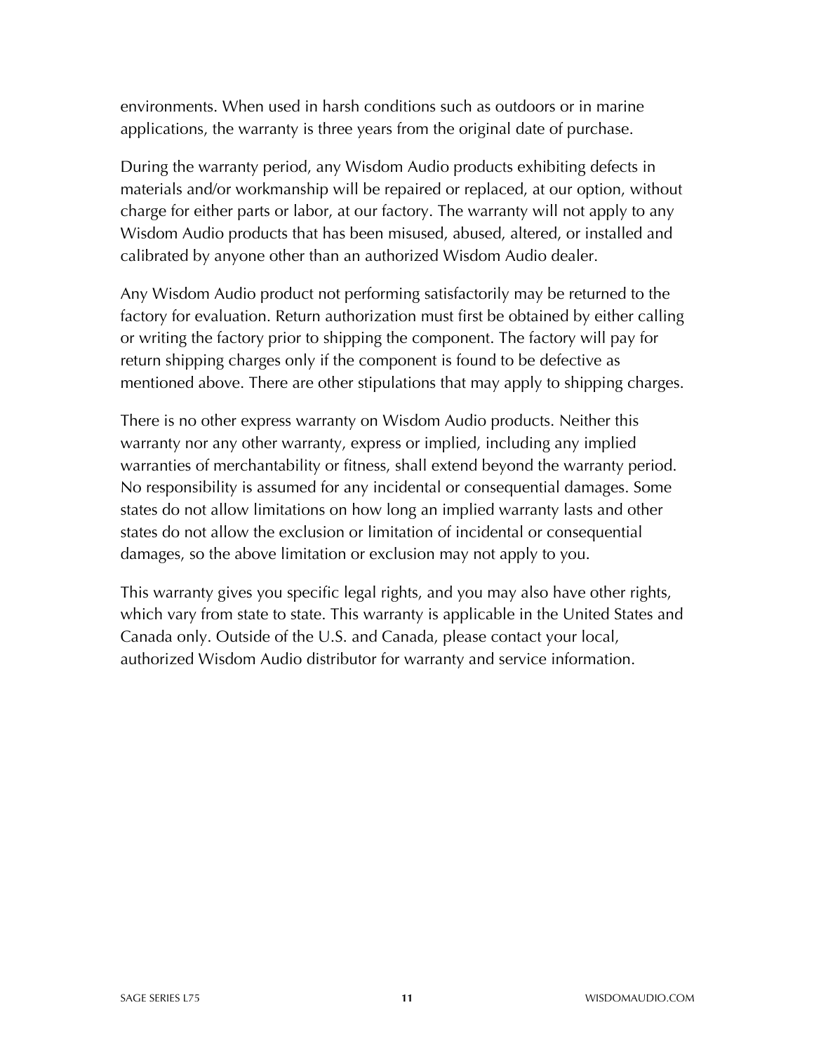environments. When used in harsh conditions such as outdoors or in marine applications, the warranty is three years from the original date of purchase.

During the warranty period, any Wisdom Audio products exhibiting defects in materials and/or workmanship will be repaired or replaced, at our option, without charge for either parts or labor, at our factory. The warranty will not apply to any Wisdom Audio products that has been misused, abused, altered, or installed and calibrated by anyone other than an authorized Wisdom Audio dealer.

Any Wisdom Audio product not performing satisfactorily may be returned to the factory for evaluation. Return authorization must first be obtained by either calling or writing the factory prior to shipping the component. The factory will pay for return shipping charges only if the component is found to be defective as mentioned above. There are other stipulations that may apply to shipping charges.

There is no other express warranty on Wisdom Audio products. Neither this warranty nor any other warranty, express or implied, including any implied warranties of merchantability or fitness, shall extend beyond the warranty period. No responsibility is assumed for any incidental or consequential damages. Some states do not allow limitations on how long an implied warranty lasts and other states do not allow the exclusion or limitation of incidental or consequential damages, so the above limitation or exclusion may not apply to you.

This warranty gives you specific legal rights, and you may also have other rights, which vary from state to state. This warranty is applicable in the United States and Canada only. Outside of the U.S. and Canada, please contact your local, authorized Wisdom Audio distributor for warranty and service information.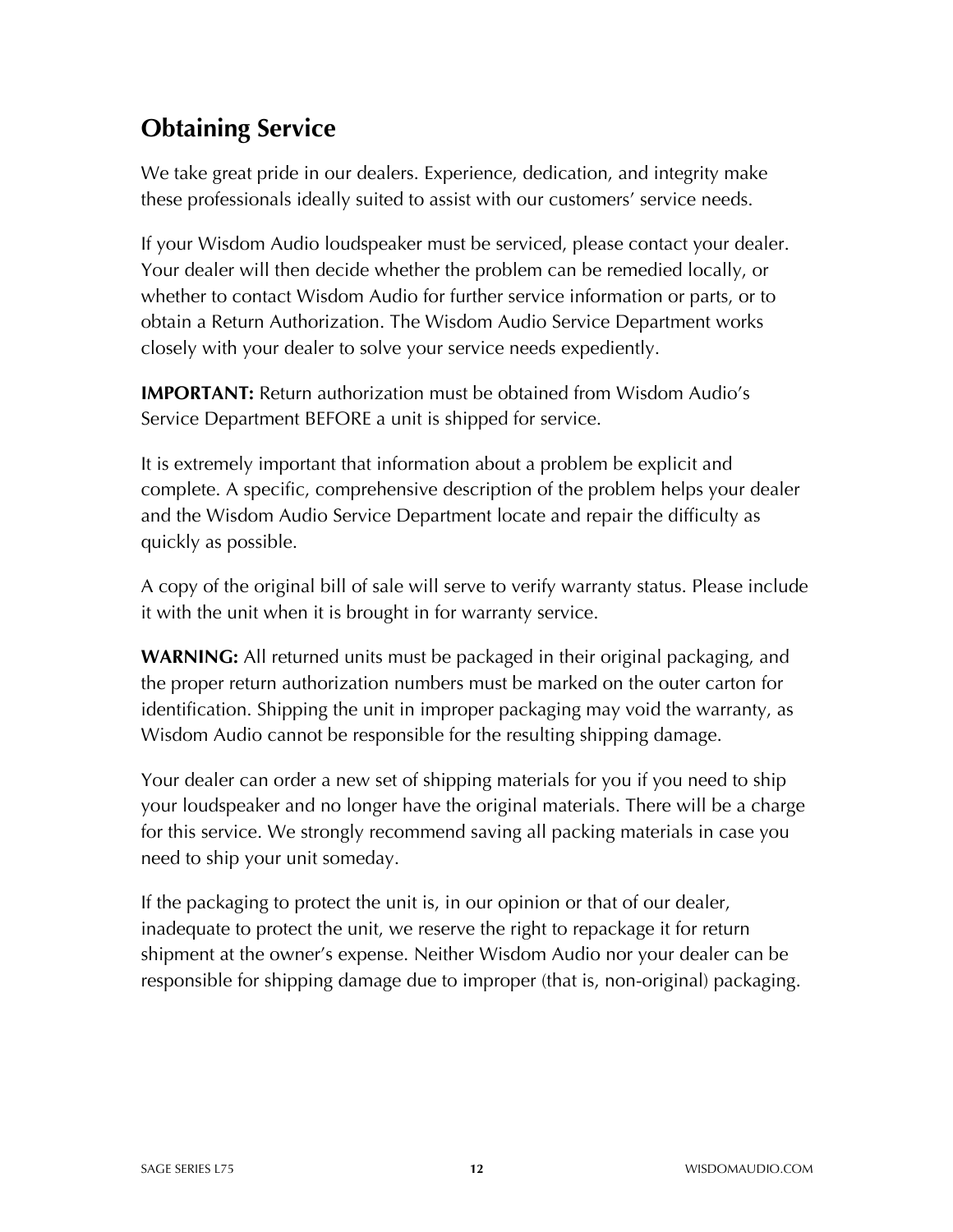## Obtaining Service

We take great pride in our dealers. Experience, dedication, and integrity make these professionals ideally suited to assist with our customers' service needs.

If your Wisdom Audio loudspeaker must be serviced, please contact your dealer. Your dealer will then decide whether the problem can be remedied locally, or whether to contact Wisdom Audio for further service information or parts, or to obtain a Return Authorization. The Wisdom Audio Service Department works closely with your dealer to solve your service needs expediently.

**IMPORTANT:** Return authorization must be obtained from Wisdom Audio's Service Department BEFORE a unit is shipped for service.

It is extremely important that information about a problem be explicit and complete. A specific, comprehensive description of the problem helps your dealer and the Wisdom Audio Service Department locate and repair the difficulty as quickly as possible.

A copy of the original bill of sale will serve to verify warranty status. Please include it with the unit when it is brought in for warranty service.

**WARNING:** All returned units must be packaged in their original packaging, and the proper return authorization numbers must be marked on the outer carton for identification. Shipping the unit in improper packaging may void the warranty, as Wisdom Audio cannot be responsible for the resulting shipping damage.

Your dealer can order a new set of shipping materials for you if you need to ship your loudspeaker and no longer have the original materials. There will be a charge for this service. We strongly recommend saving all packing materials in case you need to ship your unit someday.

If the packaging to protect the unit is, in our opinion or that of our dealer, inadequate to protect the unit, we reserve the right to repackage it for return shipment at the owner's expense. Neither Wisdom Audio nor your dealer can be responsible for shipping damage due to improper (that is, non-original) packaging.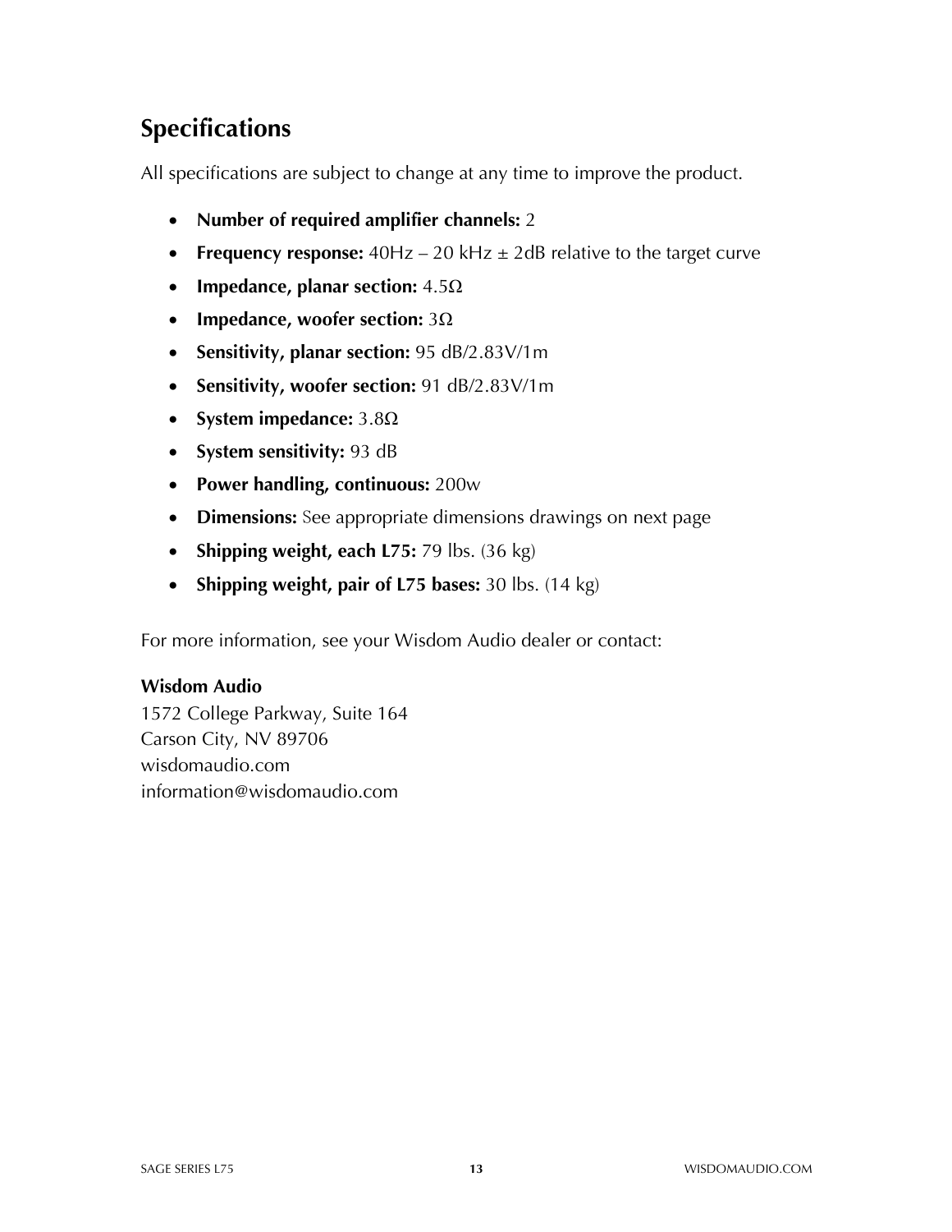## Specifications

All specifications are subject to change at any time to improve the product.

- **Number of required amplifier channels:** 2
- **Frequency response:** 40Hz – 20 kHz ± 2dB relative to the target curve
- **Impedance, planar section:** 4.5Ω
- **Impedance, woofer section:** 3Ω
- **Sensitivity, planar section:** 95 dB/2.83V/1m
- **Sensitivity, woofer section:** 91 dB/2.83V/1m
- **System impedance:** 3.8Ω
- **System sensitivity:** 93 dB
- **Power handling, continuous:** 200w
- **Dimensions:** See appropriate dimensions drawings on next page
- **Shipping weight, each L75:** 79 lbs. (36 kg)
- **Shipping weight, pair of L75 bases:** 30 lbs. (14 kg)

For more information, see your Wisdom Audio dealer or contact:

**Wisdom Audio**
1572 College Parkway, Suite 164
Carson City, NV 89706
wisdomaudio.com
information@wisdomaudio.com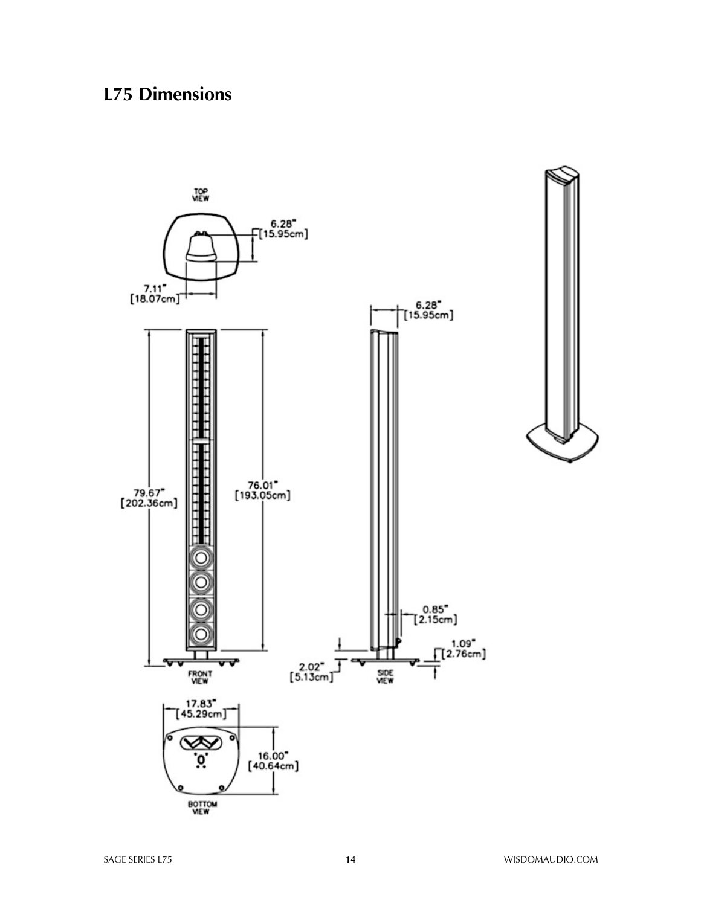## L75 Dimensions

TOP VIEW

6.28" [15.95cm]

7.11" [18.07cm]

6.28" [15.95cm]

79.67" [202.36cm]

76.01" [193.05cm]

0.85" [2.15cm]

1.09" [2.76cm]

2.02" [5.13cm]

FRONT VIEW

SIDE VIEW

17.83" [45.29cm]

16.00" [40.64cm]

BOTTOM VIEW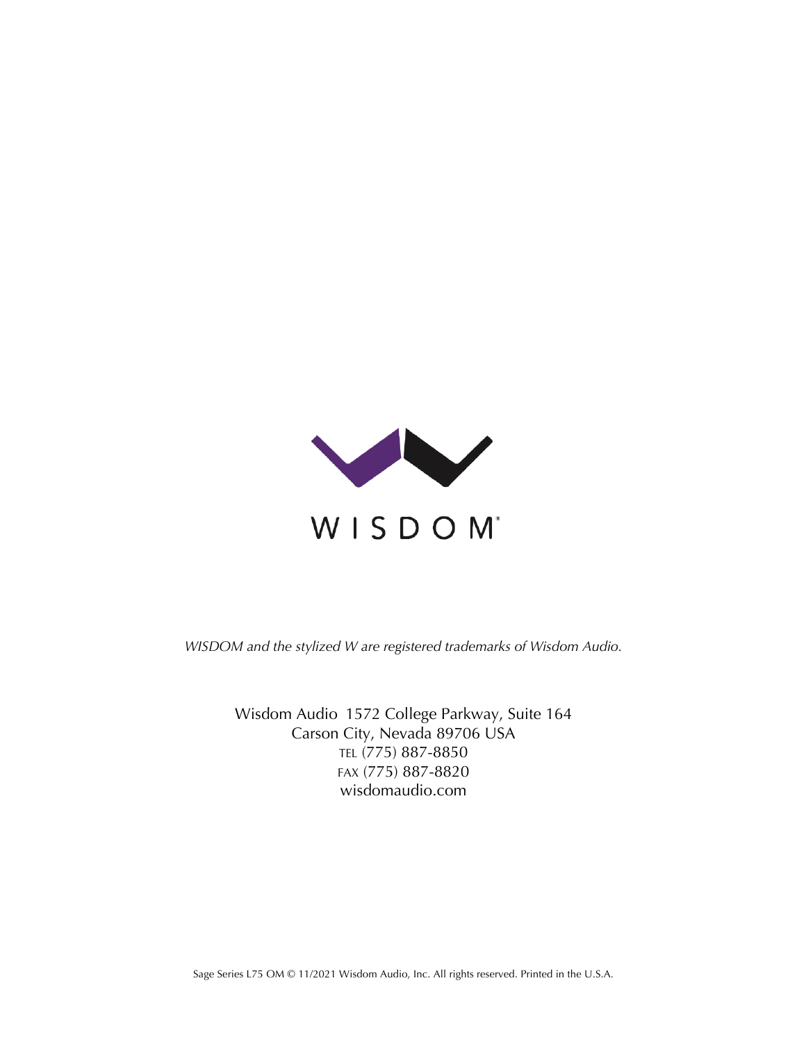WISDOM®

*WISDOM and the stylized W are registered trademarks of Wisdom Audio.*

Wisdom Audio 1572 College Parkway, Suite 164
Carson City, Nevada 89706 USA
TEL (775) 887-8850
FAX (775) 887-8820
wisdomaudio.com

Sage Series L75 OM © 11/2021 Wisdom Audio, Inc. All rights reserved. Printed in the U.S.A.